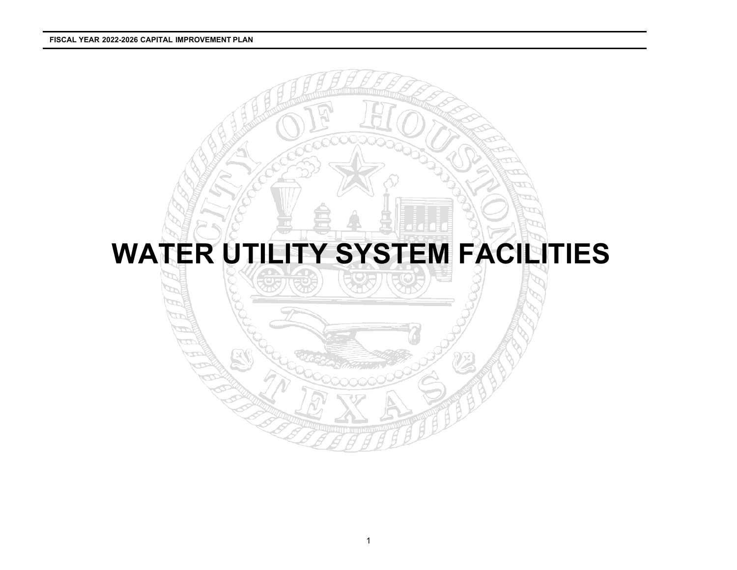# WATER UTILITY SYSTEM FACILITIES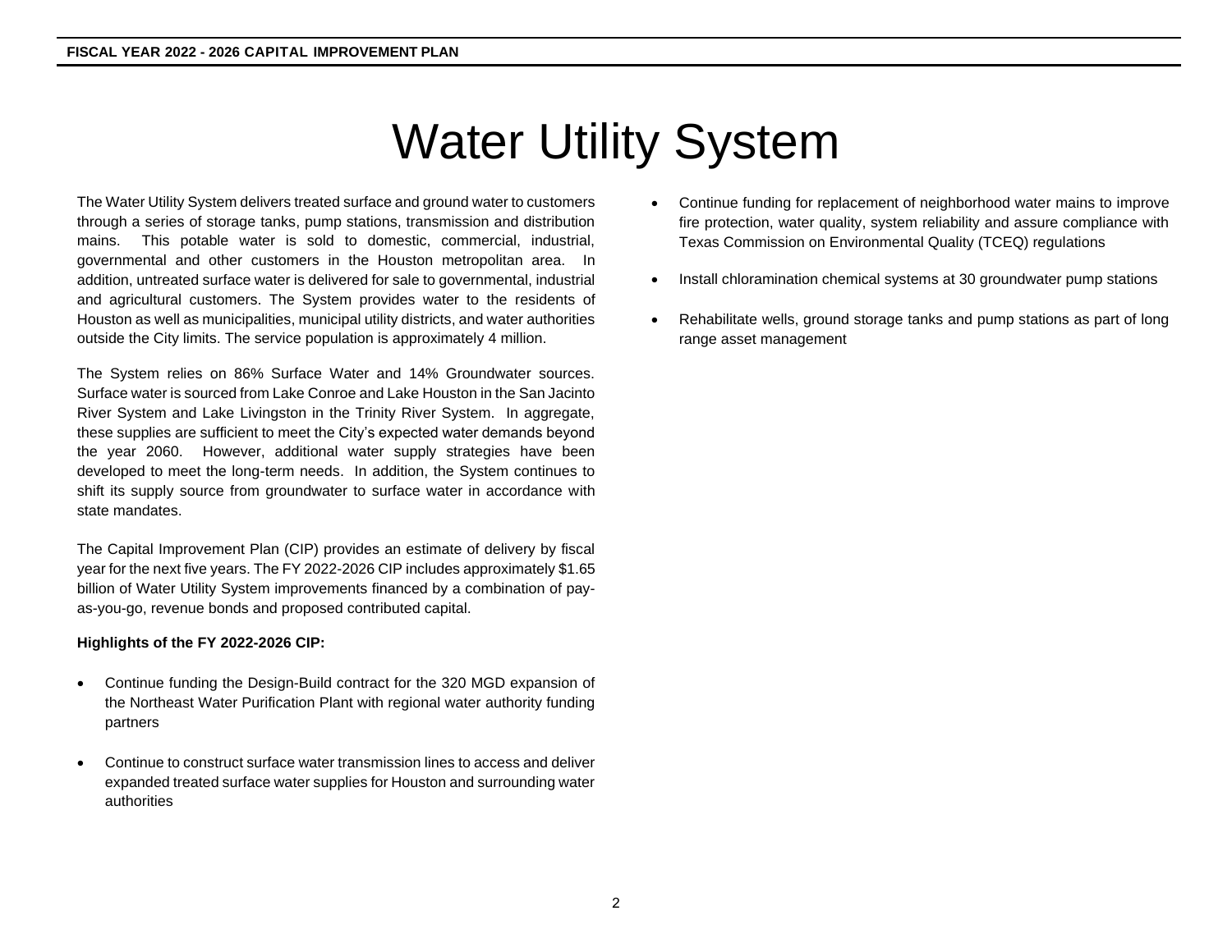# Water Utility System

The Water Utility System delivers treated surface and ground water to customers through a series of storage tanks, pump stations, transmission and distribution mains. This potable water is sold to domestic, commercial, industrial, governmental and other customers in the Houston metropolitan area. In addition, untreated surface water is delivered for sale to governmental, industrial and agricultural customers. The System provides water to the residents of Houston as well as municipalities, municipal utility districts, and water authorities outside the City limits. The service population is approximately 4 million.

The System relies on 86% Surface Water and 14% Groundwater sources. Surface water is sourced from Lake Conroe and Lake Houston in the San Jacinto River System and Lake Livingston in the Trinity River System. In aggregate, these supplies are sufficient to meet the City's expected water demands beyond the year 2060. However, additional water supply strategies have been developed to meet the long-term needs. In addition, the System continues to shift its supply source from groundwater to surface water in accordance with state mandates.

The Capital Improvement Plan (CIP) provides an estimate of delivery by fiscal year for the next five years. The FY 2022-2026 CIP includes approximately $1.65 billion of Water Utility System improvements financed by a combination of pay-as-you-go, revenue bonds and proposed contributed capital.

**Highlights of the FY 2022-2026 CIP:**

- Continue funding the Design-Build contract for the 320 MGD expansion of the Northeast Water Purification Plant with regional water authority funding partners
- Continue to construct surface water transmission lines to access and deliver expanded treated surface water supplies for Houston and surrounding water authorities
- Continue funding for replacement of neighborhood water mains to improve fire protection, water quality, system reliability and assure compliance with Texas Commission on Environmental Quality (TCEQ) regulations
- Install chloramination chemical systems at 30 groundwater pump stations
- Rehabilitate wells, ground storage tanks and pump stations as part of long range asset management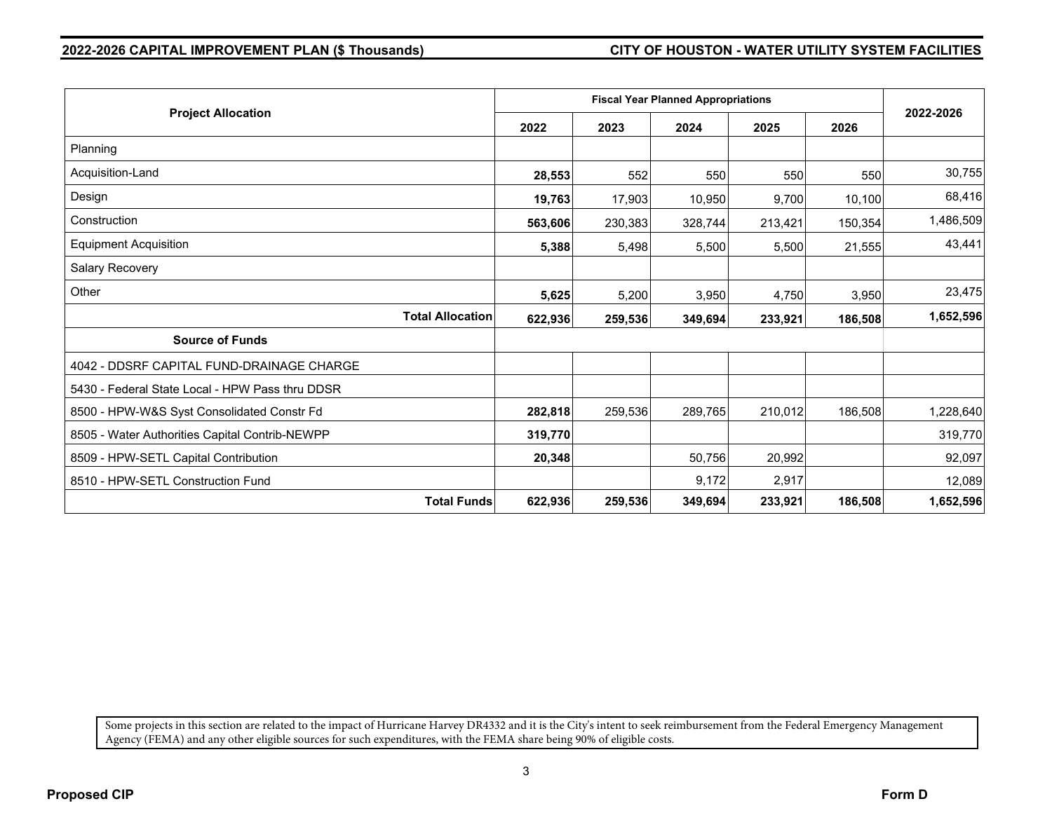**2022-2026 CAPITAL IMPROVEMENT PLAN ($ Thousands)** | **CITY OF HOUSTON - WATER UTILITY SYSTEM FACILITIES**

| Project Allocation | Fiscal Year Planned Appropriations | | | | | 2022-2026 |
|---|---|---|---|---|---|---|
| | 2022 | 2023 | 2024 | 2025 | 2026 | |
| Planning | | | | | | |
| Acquisition-Land | **28,553** | 552 | 550 | 550 | 550 | 30,755 |
| Design | **19,763** | 17,903 | 10,950 | 9,700 | 10,100 | 68,416 |
| Construction | **563,606** | 230,383 | 328,744 | 213,421 | 150,354 | 1,486,509 |
| Equipment Acquisition | **5,388** | 5,498 | 5,500 | 5,500 | 21,555 | 43,441 |
| Salary Recovery | | | | | | |
| Other | **5,625** | 5,200 | 3,950 | 4,750 | 3,950 | 23,475 |
| **Total Allocation** | **622,936** | **259,536** | **349,694** | **233,921** | **186,508** | **1,652,596** |
| **Source of Funds** | | | | | | |
| 4042 - DDSRF CAPITAL FUND-DRAINAGE CHARGE | | | | | | |
| 5430 - Federal State Local - HPW Pass thru DDSR | | | | | | |
| 8500 - HPW-W&S Syst Consolidated Constr Fd | **282,818** | 259,536 | 289,765 | 210,012 | 186,508 | 1,228,640 |
| 8505 - Water Authorities Capital Contrib-NEWPP | **319,770** | | | | | 319,770 |
| 8509 - HPW-SETL Capital Contribution | **20,348** | | 50,756 | 20,992 | | 92,097 |
| 8510 - HPW-SETL Construction Fund | | | 9,172 | 2,917 | | 12,089 |
| **Total Funds** | **622,936** | **259,536** | **349,694** | **233,921** | **186,508** | **1,652,596** |

Some projects in this section are related to the impact of Hurricane Harvey DR4332 and it is the City's intent to seek reimbursement from the Federal Emergency Management Agency (FEMA) and any other eligible sources for such expenditures, with the FEMA share being 90% of eligible costs.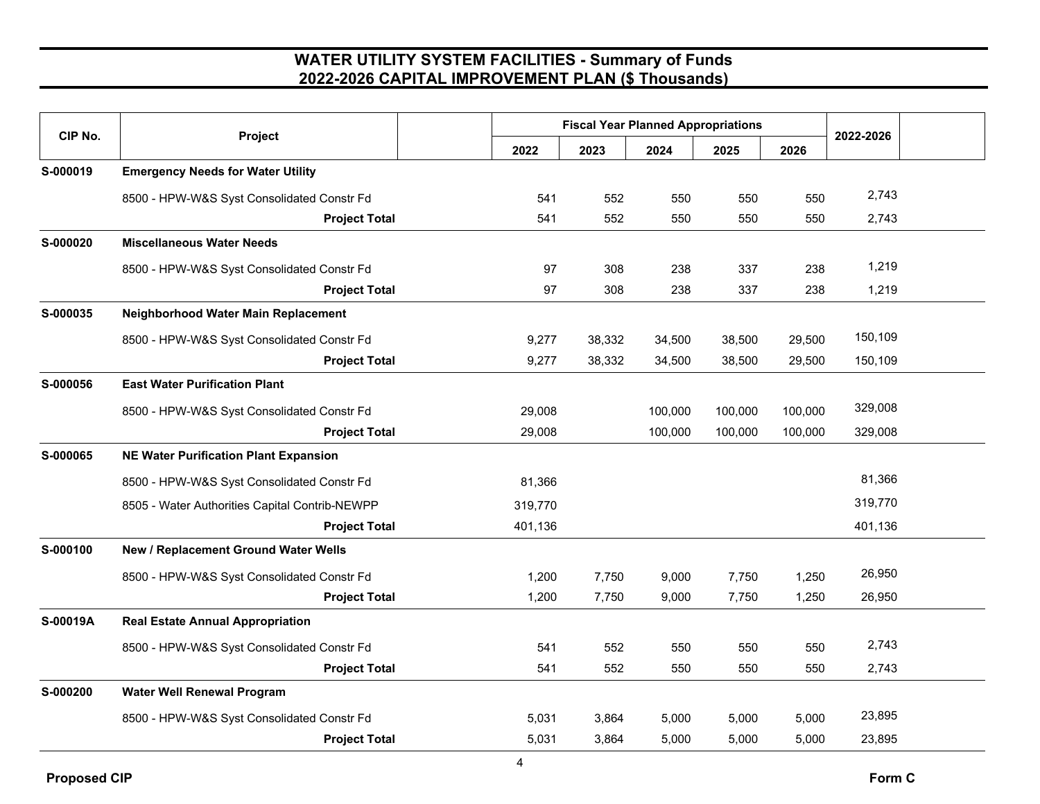# WATER UTILITY SYSTEM FACILITIES - Summary of Funds
## 2022-2026 CAPITAL IMPROVEMENT PLAN ($ Thousands)

| CIP No. | Project | Fiscal Year Planned Appropriations | | | | | 2022-2026 |
|---|---|---|---|---|---|---|---|
| | | 2022 | 2023 | 2024 | 2025 | 2026 | |
| S-000019 | **Emergency Needs for Water Utility** | | | | | | |
| | 8500 - HPW-W&S Syst Consolidated Constr Fd | 541 | 552 | 550 | 550 | 550 | 2,743 |
| | **Project Total** | 541 | 552 | 550 | 550 | 550 | 2,743 |
| S-000020 | **Miscellaneous Water Needs** | | | | | | |
| | 8500 - HPW-W&S Syst Consolidated Constr Fd | 97 | 308 | 238 | 337 | 238 | 1,219 |
| | **Project Total** | 97 | 308 | 238 | 337 | 238 | 1,219 |
| S-000035 | **Neighborhood Water Main Replacement** | | | | | | |
| | 8500 - HPW-W&S Syst Consolidated Constr Fd | 9,277 | 38,332 | 34,500 | 38,500 | 29,500 | 150,109 |
| | **Project Total** | 9,277 | 38,332 | 34,500 | 38,500 | 29,500 | 150,109 |
| S-000056 | **East Water Purification Plant** | | | | | | |
| | 8500 - HPW-W&S Syst Consolidated Constr Fd | 29,008 | | 100,000 | 100,000 | 100,000 | 329,008 |
| | **Project Total** | 29,008 | | 100,000 | 100,000 | 100,000 | 329,008 |
| S-000065 | **NE Water Purification Plant Expansion** | | | | | | |
| | 8500 - HPW-W&S Syst Consolidated Constr Fd | 81,366 | | | | | 81,366 |
| | 8505 - Water Authorities Capital Contrib-NEWPP | 319,770 | | | | | 319,770 |
| | **Project Total** | 401,136 | | | | | 401,136 |
| S-000100 | **New / Replacement Ground Water Wells** | | | | | | |
| | 8500 - HPW-W&S Syst Consolidated Constr Fd | 1,200 | 7,750 | 9,000 | 7,750 | 1,250 | 26,950 |
| | **Project Total** | 1,200 | 7,750 | 9,000 | 7,750 | 1,250 | 26,950 |
| S-00019A | **Real Estate Annual Appropriation** | | | | | | |
| | 8500 - HPW-W&S Syst Consolidated Constr Fd | 541 | 552 | 550 | 550 | 550 | 2,743 |
| | **Project Total** | 541 | 552 | 550 | 550 | 550 | 2,743 |
| S-000200 | **Water Well Renewal Program** | | | | | | |
| | 8500 - HPW-W&S Syst Consolidated Constr Fd | 5,031 | 3,864 | 5,000 | 5,000 | 5,000 | 23,895 |
| | **Project Total** | 5,031 | 3,864 | 5,000 | 5,000 | 5,000 | 23,895 |

**Proposed CIP** **Form C**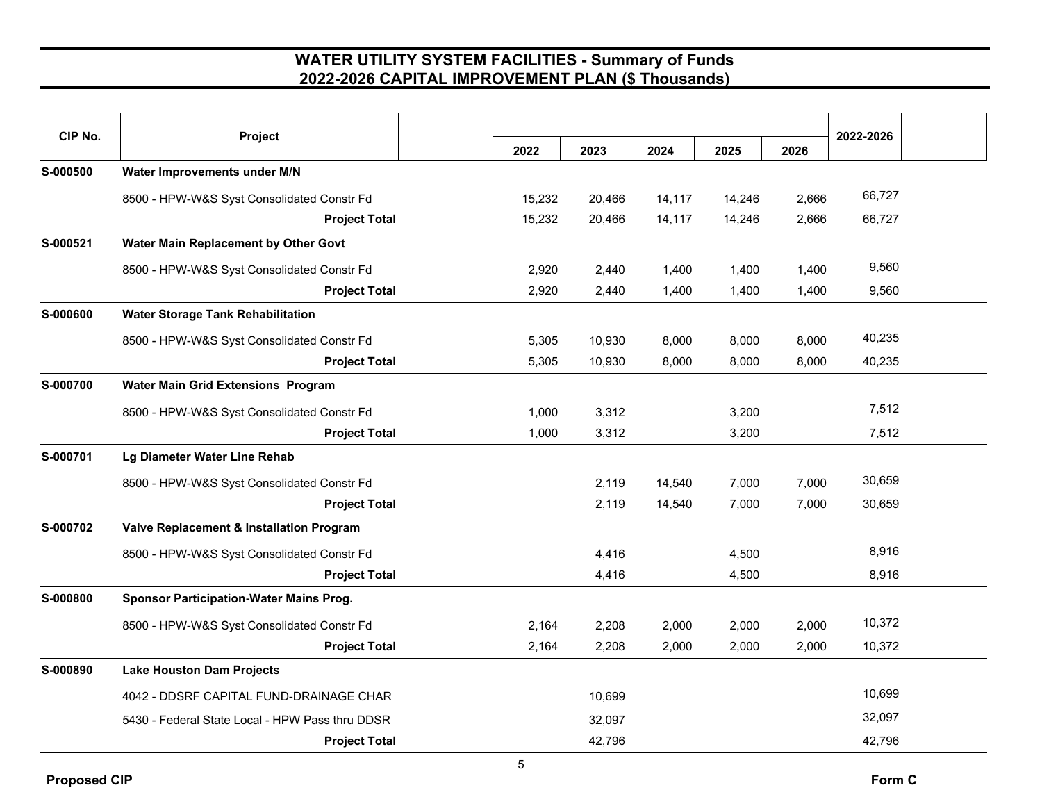# WATER UTILITY SYSTEM FACILITIES - Summary of Funds
## 2022-2026 CAPITAL IMPROVEMENT PLAN ($ Thousands)

| CIP No. | Project | 2022 | 2023 | 2024 | 2025 | 2026 | 2022-2026 |
|---|---|---|---|---|---|---|---|
| S-000500 | **Water Improvements under M/N** | | | | | | |
| | 8500 - HPW-W&S Syst Consolidated Constr Fd | 15,232 | 20,466 | 14,117 | 14,246 | 2,666 | 66,727 |
| | **Project Total** | 15,232 | 20,466 | 14,117 | 14,246 | 2,666 | 66,727 |
| S-000521 | **Water Main Replacement by Other Govt** | | | | | | |
| | 8500 - HPW-W&S Syst Consolidated Constr Fd | 2,920 | 2,440 | 1,400 | 1,400 | 1,400 | 9,560 |
| | **Project Total** | 2,920 | 2,440 | 1,400 | 1,400 | 1,400 | 9,560 |
| S-000600 | **Water Storage Tank Rehabilitation** | | | | | | |
| | 8500 - HPW-W&S Syst Consolidated Constr Fd | 5,305 | 10,930 | 8,000 | 8,000 | 8,000 | 40,235 |
| | **Project Total** | 5,305 | 10,930 | 8,000 | 8,000 | 8,000 | 40,235 |
| S-000700 | **Water Main Grid Extensions Program** | | | | | | |
| | 8500 - HPW-W&S Syst Consolidated Constr Fd | 1,000 | 3,312 | | 3,200 | | 7,512 |
| | **Project Total** | 1,000 | 3,312 | | 3,200 | | 7,512 |
| S-000701 | **Lg Diameter Water Line Rehab** | | | | | | |
| | 8500 - HPW-W&S Syst Consolidated Constr Fd | | 2,119 | 14,540 | 7,000 | 7,000 | 30,659 |
| | **Project Total** | | 2,119 | 14,540 | 7,000 | 7,000 | 30,659 |
| S-000702 | **Valve Replacement & Installation Program** | | | | | | |
| | 8500 - HPW-W&S Syst Consolidated Constr Fd | | 4,416 | | 4,500 | | 8,916 |
| | **Project Total** | | 4,416 | | 4,500 | | 8,916 |
| S-000800 | **Sponsor Participation-Water Mains Prog.** | | | | | | |
| | 8500 - HPW-W&S Syst Consolidated Constr Fd | 2,164 | 2,208 | 2,000 | 2,000 | 2,000 | 10,372 |
| | **Project Total** | 2,164 | 2,208 | 2,000 | 2,000 | 2,000 | 10,372 |
| S-000890 | **Lake Houston Dam Projects** | | | | | | |
| | 4042 - DDSRF CAPITAL FUND-DRAINAGE CHAR | | 10,699 | | | | 10,699 |
| | 5430 - Federal State Local - HPW Pass thru DDSR | | 32,097 | | | | 32,097 |
| | **Project Total** | | 42,796 | | | | 42,796 |

Proposed CIP

Form C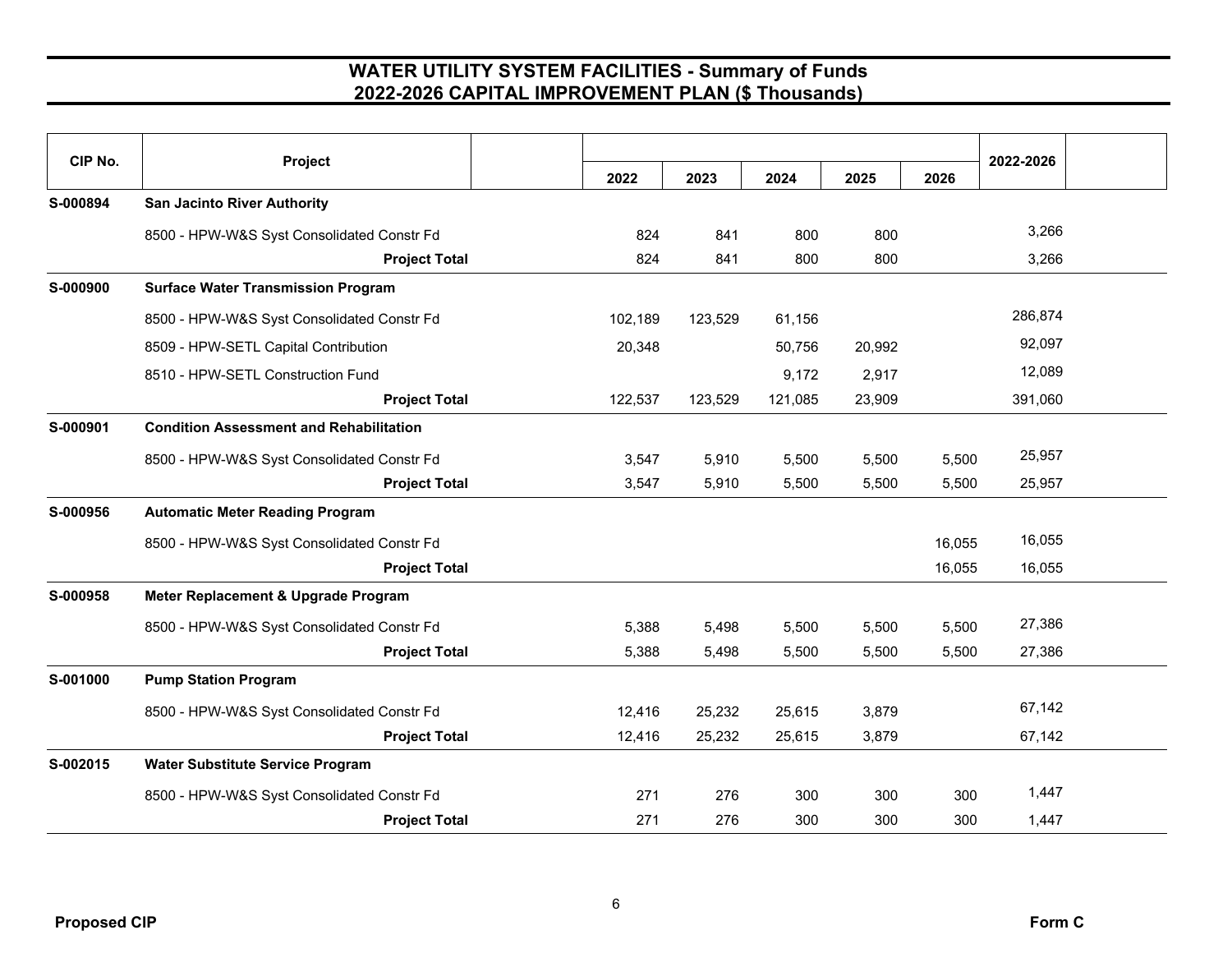# WATER UTILITY SYSTEM FACILITIES - Summary of Funds
## 2022-2026 CAPITAL IMPROVEMENT PLAN ($ Thousands)

| CIP No. | Project | | 2022 | 2023 | 2024 | 2025 | 2026 | 2022-2026 | |
|---|---|---|---|---|---|---|---|---|---|
| S-000894 | **San Jacinto River Authority** | | | | | | | | |
| | 8500 - HPW-W&S Syst Consolidated Constr Fd | | 824 | 841 | 800 | 800 | | 3,266 | |
| | **Project Total** | | 824 | 841 | 800 | 800 | | 3,266 | |
| S-000900 | **Surface Water Transmission Program** | | | | | | | | |
| | 8500 - HPW-W&S Syst Consolidated Constr Fd | | 102,189 | 123,529 | 61,156 | | | 286,874 | |
| | 8509 - HPW-SETL Capital Contribution | | 20,348 | | 50,756 | 20,992 | | 92,097 | |
| | 8510 - HPW-SETL Construction Fund | | | | 9,172 | 2,917 | | 12,089 | |
| | **Project Total** | | 122,537 | 123,529 | 121,085 | 23,909 | | 391,060 | |
| S-000901 | **Condition Assessment and Rehabilitation** | | | | | | | | |
| | 8500 - HPW-W&S Syst Consolidated Constr Fd | | 3,547 | 5,910 | 5,500 | 5,500 | 5,500 | 25,957 | |
| | **Project Total** | | 3,547 | 5,910 | 5,500 | 5,500 | 5,500 | 25,957 | |
| S-000956 | **Automatic Meter Reading Program** | | | | | | | | |
| | 8500 - HPW-W&S Syst Consolidated Constr Fd | | | | | | 16,055 | 16,055 | |
| | **Project Total** | | | | | | 16,055 | 16,055 | |
| S-000958 | **Meter Replacement & Upgrade Program** | | | | | | | | |
| | 8500 - HPW-W&S Syst Consolidated Constr Fd | | 5,388 | 5,498 | 5,500 | 5,500 | 5,500 | 27,386 | |
| | **Project Total** | | 5,388 | 5,498 | 5,500 | 5,500 | 5,500 | 27,386 | |
| S-001000 | **Pump Station Program** | | | | | | | | |
| | 8500 - HPW-W&S Syst Consolidated Constr Fd | | 12,416 | 25,232 | 25,615 | 3,879 | | 67,142 | |
| | **Project Total** | | 12,416 | 25,232 | 25,615 | 3,879 | | 67,142 | |
| S-002015 | **Water Substitute Service Program** | | | | | | | | |
| | 8500 - HPW-W&S Syst Consolidated Constr Fd | | 271 | 276 | 300 | 300 | 300 | 1,447 | |
| | **Project Total** | | 271 | 276 | 300 | 300 | 300 | 1,447 | |

**Proposed CIP** **Form C**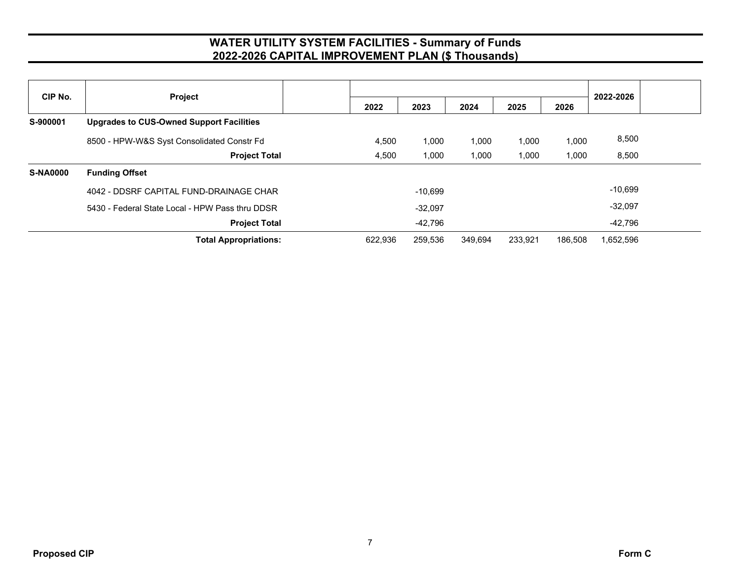# WATER UTILITY SYSTEM FACILITIES - Summary of Funds
## 2022-2026 CAPITAL IMPROVEMENT PLAN ($ Thousands)

| CIP No. | Project | | 2022 | 2023 | 2024 | 2025 | 2026 | 2022-2026 | |
|---|---|---|---|---|---|---|---|---|---|
| **S-900001** | **Upgrades to CUS-Owned Support Facilities** | | | | | | | | |
| | 8500 - HPW-W&S Syst Consolidated Constr Fd | | 4,500 | 1,000 | 1,000 | 1,000 | 1,000 | 8,500 | |
| | **Project Total** | | 4,500 | 1,000 | 1,000 | 1,000 | 1,000 | 8,500 | |
| **S-NA0000** | **Funding Offset** | | | | | | | | |
| | 4042 - DDSRF CAPITAL FUND-DRAINAGE CHAR | | | -10,699 | | | | -10,699 | |
| | 5430 - Federal State Local - HPW Pass thru DDSR | | | -32,097 | | | | -32,097 | |
| | **Project Total** | | | -42,796 | | | | -42,796 | |
| | **Total Appropriations:** | | 622,936 | 259,536 | 349,694 | 233,921 | 186,508 | 1,652,596 | |

**Proposed CIP** **Form C**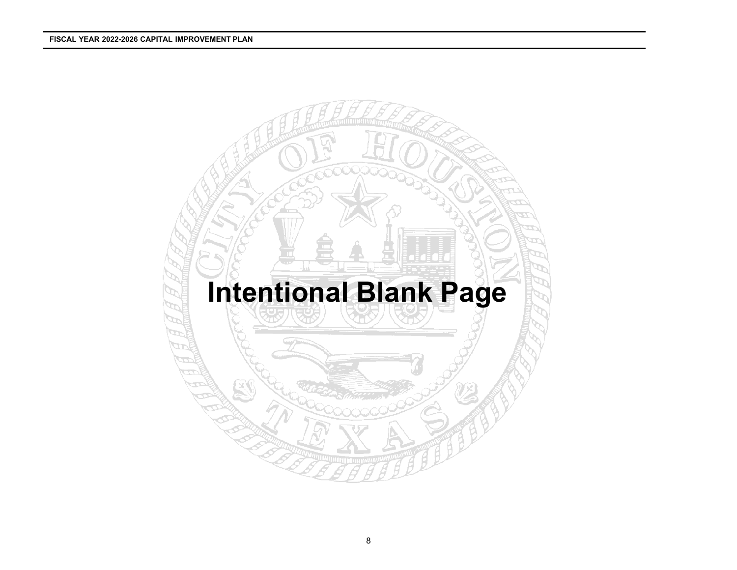Intentional Blank Page